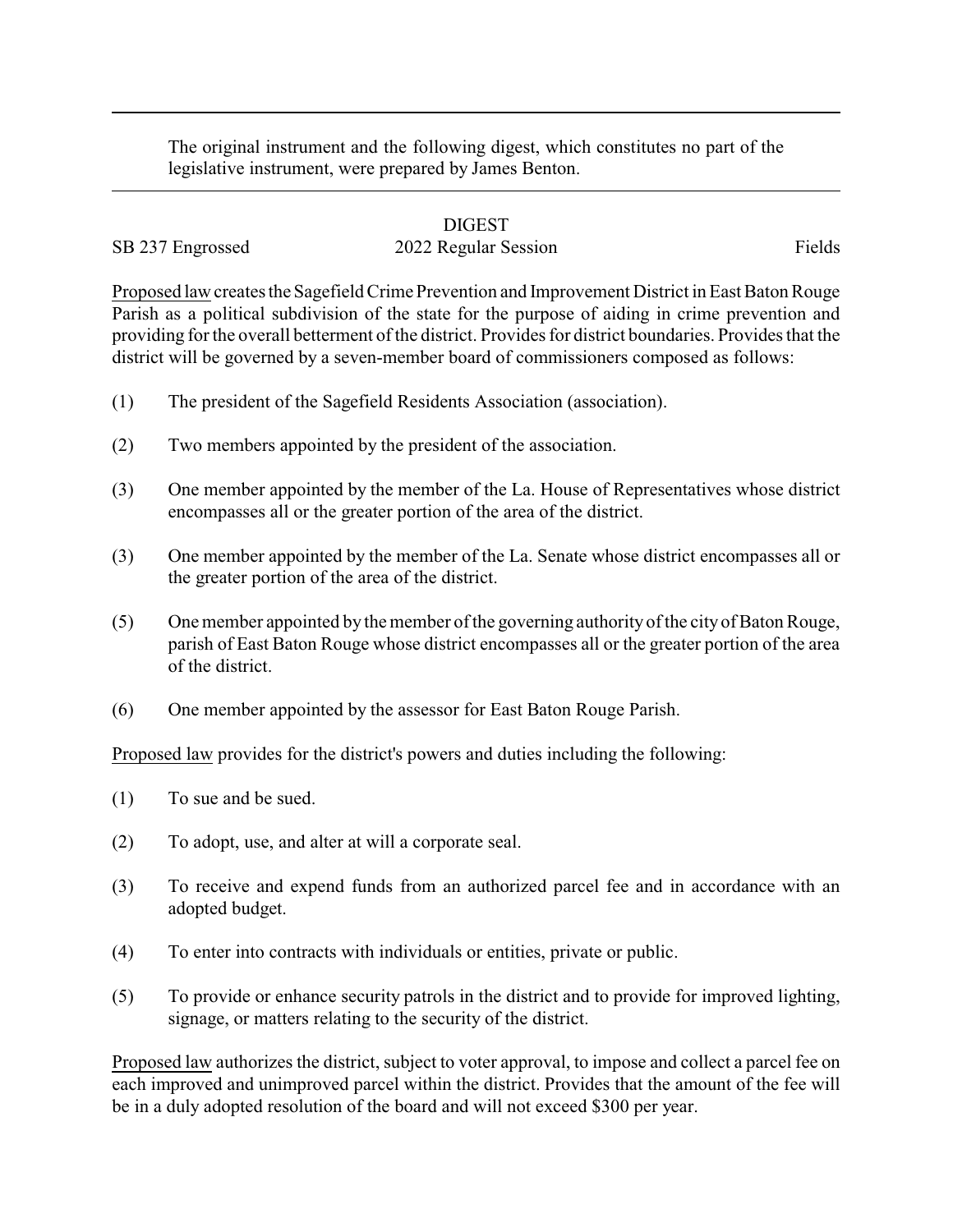The original instrument and the following digest, which constitutes no part of the legislative instrument, were prepared by James Benton.

DIGEST

SB 237 Engrossed 2022 Regular Session Fields

Proposed law creates the Sagefield Crime Prevention and Improvement District in East Baton Rouge Parish as a political subdivision of the state for the purpose of aiding in crime prevention and providing for the overall betterment of the district. Provides for district boundaries. Provides that the district will be governed by a seven-member board of commissioners composed as follows:

(1) The president of the Sagefield Residents Association (association).

(2) Two members appointed by the president of the association.

(3) One member appointed by the member of the La. House of Representatives whose district encompasses all or the greater portion of the area of the district.

(3) One member appointed by the member of the La. Senate whose district encompasses all or the greater portion of the area of the district.

(5) One member appointed by the member of the governing authority of the city of Baton Rouge, parish of East Baton Rouge whose district encompasses all or the greater portion of the area of the district.

(6) One member appointed by the assessor for East Baton Rouge Parish.

Proposed law provides for the district's powers and duties including the following:

(1) To sue and be sued.

(2) To adopt, use, and alter at will a corporate seal.

(3) To receive and expend funds from an authorized parcel fee and in accordance with an adopted budget.

(4) To enter into contracts with individuals or entities, private or public.

(5) To provide or enhance security patrols in the district and to provide for improved lighting, signage, or matters relating to the security of the district.

Proposed law authorizes the district, subject to voter approval, to impose and collect a parcel fee on each improved and unimproved parcel within the district. Provides that the amount of the fee will be in a duly adopted resolution of the board and will not exceed $300 per year.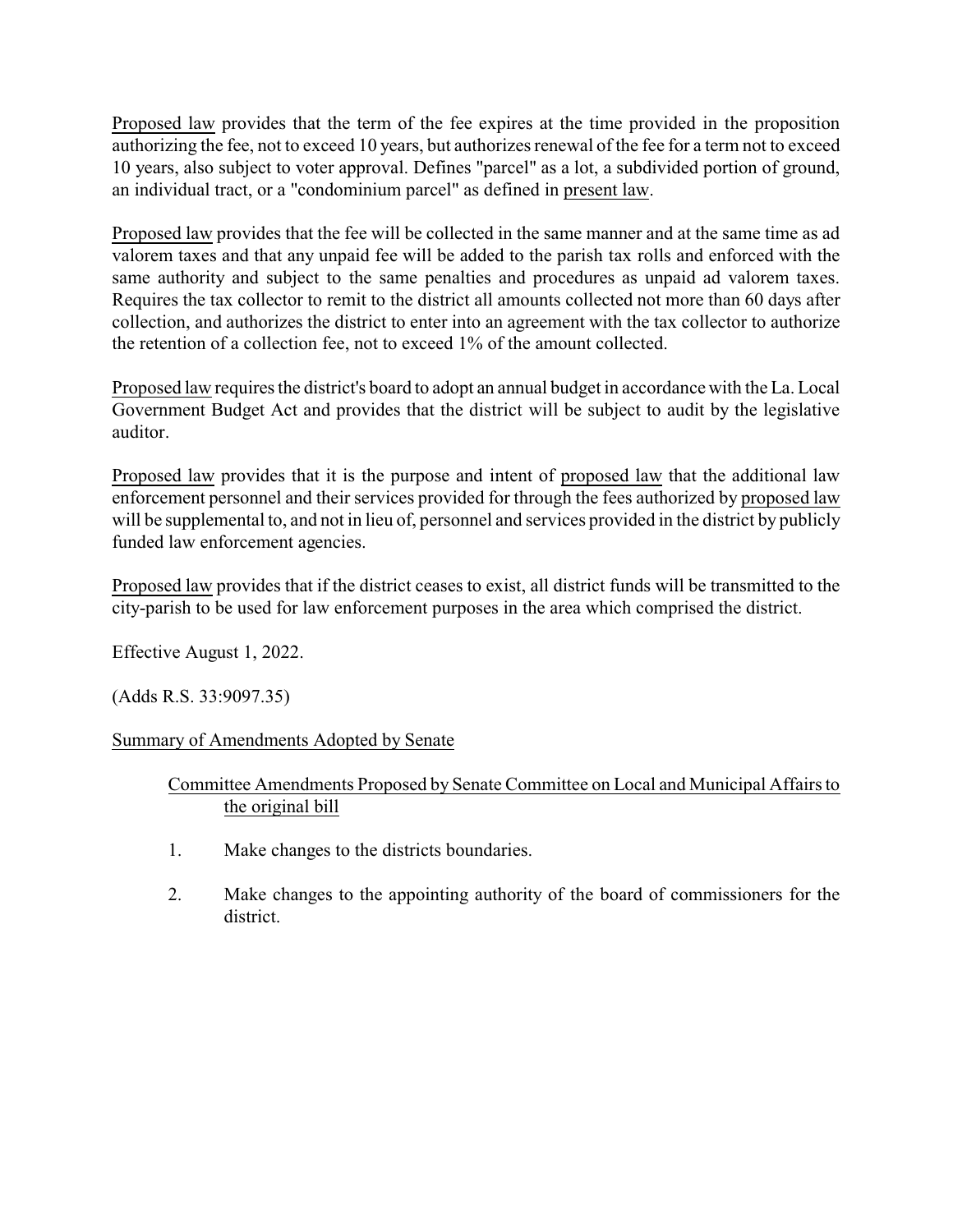Proposed law provides that the term of the fee expires at the time provided in the proposition authorizing the fee, not to exceed 10 years, but authorizes renewal of the fee for a term not to exceed 10 years, also subject to voter approval. Defines "parcel" as a lot, a subdivided portion of ground, an individual tract, or a "condominium parcel" as defined in present law.

Proposed law provides that the fee will be collected in the same manner and at the same time as ad valorem taxes and that any unpaid fee will be added to the parish tax rolls and enforced with the same authority and subject to the same penalties and procedures as unpaid ad valorem taxes. Requires the tax collector to remit to the district all amounts collected not more than 60 days after collection, and authorizes the district to enter into an agreement with the tax collector to authorize the retention of a collection fee, not to exceed 1% of the amount collected.

Proposed law requires the district's board to adopt an annual budget in accordance with the La. Local Government Budget Act and provides that the district will be subject to audit by the legislative auditor.

Proposed law provides that it is the purpose and intent of proposed law that the additional law enforcement personnel and their services provided for through the fees authorized by proposed law will be supplemental to, and not in lieu of, personnel and services provided in the district by publicly funded law enforcement agencies.

Proposed law provides that if the district ceases to exist, all district funds will be transmitted to the city-parish to be used for law enforcement purposes in the area which comprised the district.

Effective August 1, 2022.

(Adds R.S. 33:9097.35)

Summary of Amendments Adopted by Senate

Committee Amendments Proposed by Senate Committee on Local and Municipal Affairs to the original bill

1. Make changes to the districts boundaries.
2. Make changes to the appointing authority of the board of commissioners for the district.